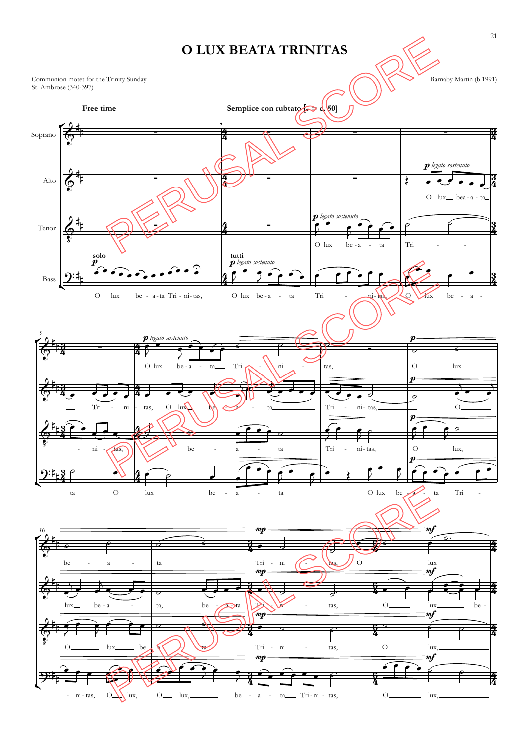# O LUX BEATA TRINITAS

Communion motet for the Trinity Sunday
St. Ambrose (340-397)

Barnaby Martin (b.1991)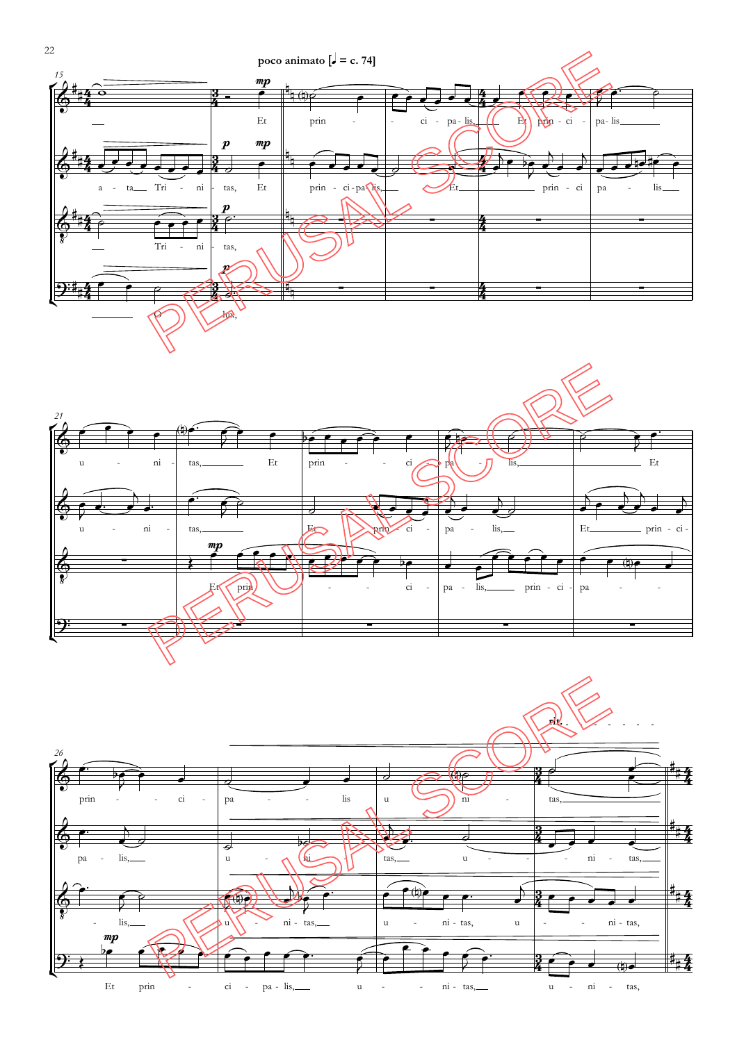**poco animato [♩ = c. 74]**

15

Et prin - ci - pa - lis, Et prin - ci - pa - lis

a - ta Tri - ni - tas, Et prin - ci - pa - lis, Et prin - ci pa - lis

Tri - ni - tas,

O lux,

21

u - ni - tas, Et prin - ci pa - lis, Et

u - ni - tas, Et prin ci - pa - lis, Et prin - ci -

Et prin - ci - pa - lis, prin - ci - pa

26

rit.

prin - ci - pa - lis u - ni - tas,

pa - lis, u - ni - tas, u - ni - tas,

lis, u - ni - tas, u - ni - tas, u - ni - tas,

Et prin - ci - pa - lis, u - ni - tas, u - ni - tas,

PERUSAL SCORE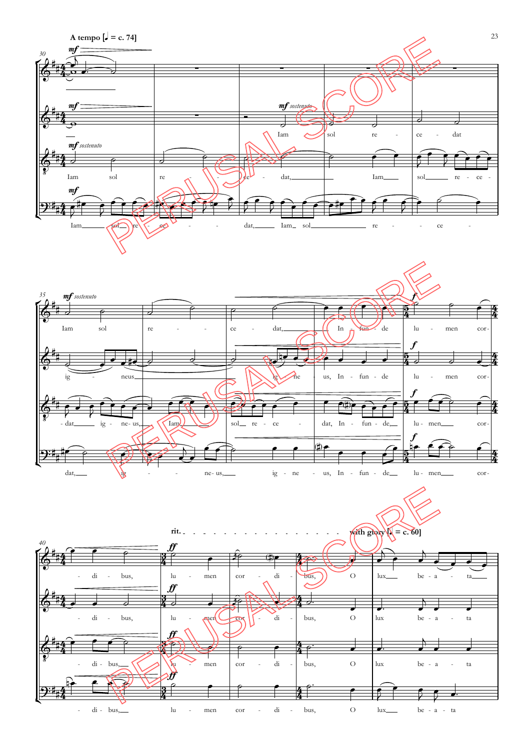**A tempo [♩ = c. 74]**

*mf* — *mf* — *mf sostenuto* — *mf*

Iam sol re - ce - dat, Iam sol re - ce - dat

Iam sol re - ce - dat, Iam sol re - ce -

Iam sol re - ce - dat, Iam sol re - ce -

*mf sostenuto*

Iam sol re - ce - dat, In - fun - de lu - men cor-

ig - neus ig - ne - us, In - fun - de lu - men cor-

dat ig - ne- us, Iam sol re - ce - dat, In - fun - de, lu - men cor-

dat, ig - ne- us, ig - ne - us, In - fun - de lu - men cor-

*f*

**rit.** — **with glory [♩ = c. 60]**

*ff*

- di - bus, lu - men cor - di - bus, O lux be - a - ta

- di - bus, lu - men cor - di - bus, O lux be - a - ta

- di - bus, lu - men cor - di - bus, O lux be - a - ta

- di - bus, lu - men cor - di - bus, O lux be - a - ta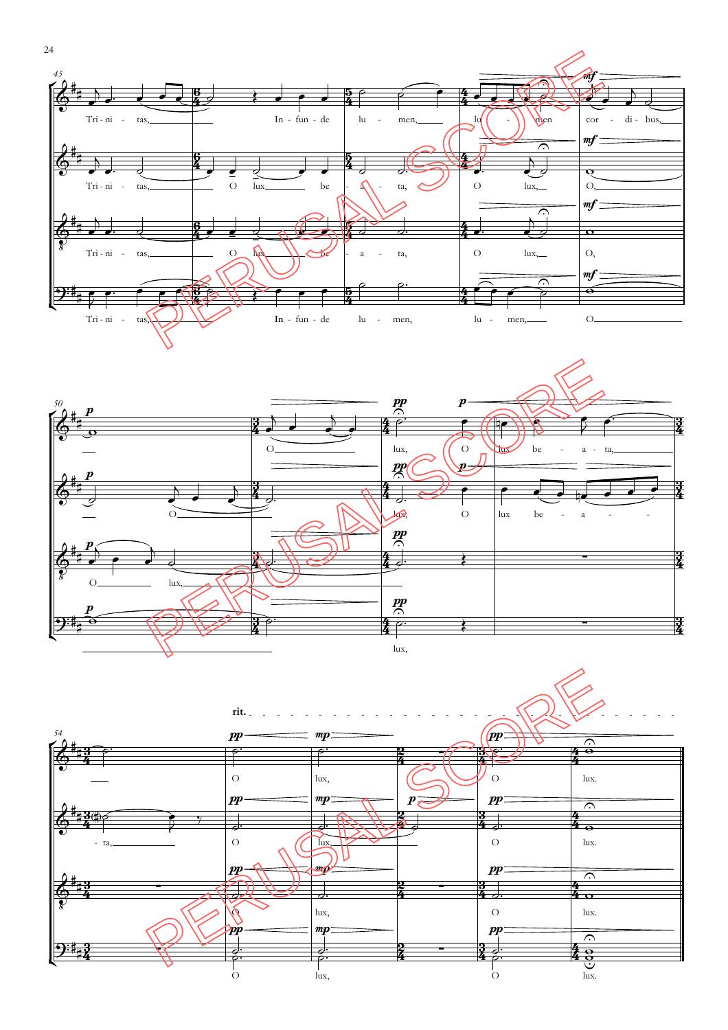rit.

Tri - ni - tas, In - fun - de lu - men, lu - men cor - di - bus, O lux, O lux be - a - ta, O lux, O lux.

Tri - ni - tas, O lux be - a - ta, O lux, O, O lux, O lux be - a - ta, O lux, O lux.

Tri - ni - tas, O lux be - a - ta, O lux, O, O lux, O lux, O lux.

Tri - ni - tas, In - fun - de lu - men, lu - men, O lux, O lux, O lux.